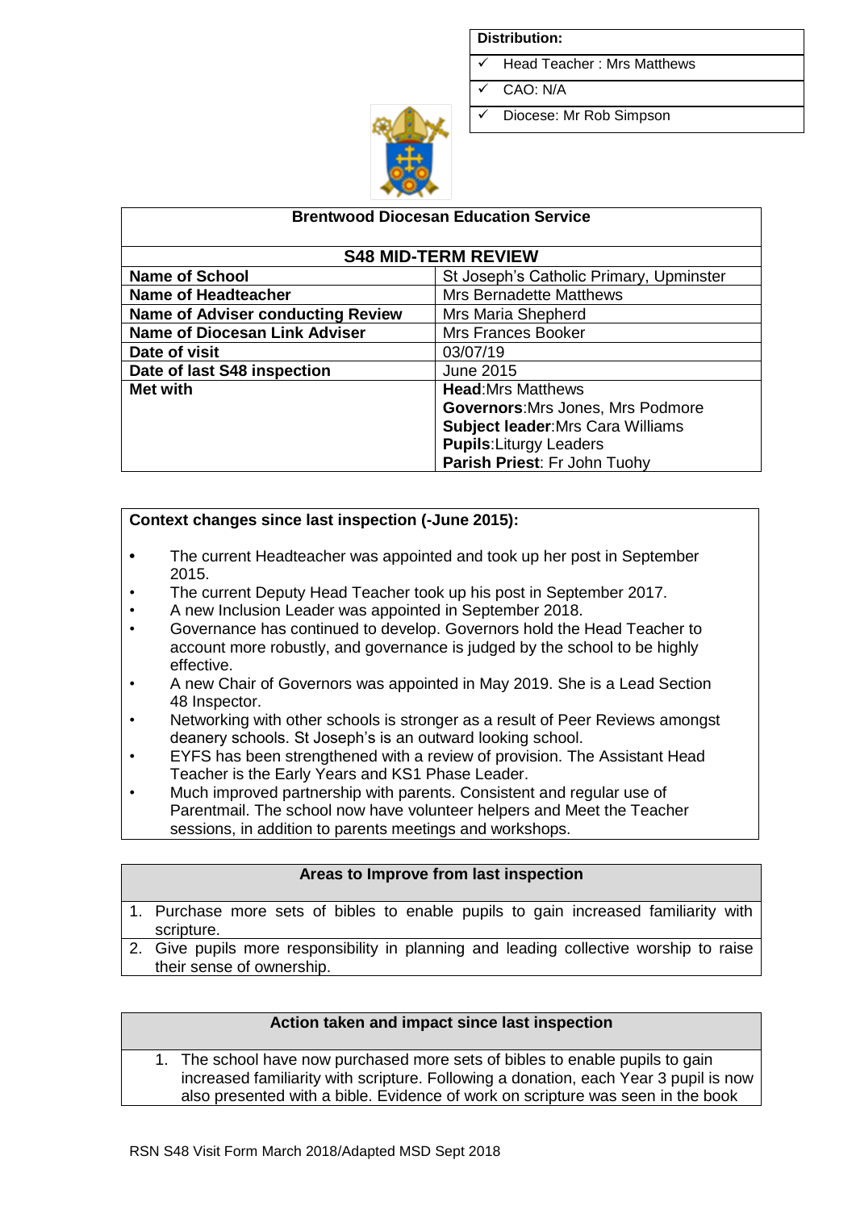| Distribution: |
| --- |
| ✓ Head Teacher : Mrs Matthews |
| ✓ CAO: N/A |
| ✓ Diocese: Mr Rob Simpson |

**Brentwood Diocesan Education Service**

## S48 MID-TERM REVIEW

| | |
| --- | --- |
| **Name of School** | St Joseph's Catholic Primary, Upminster |
| **Name of Headteacher** | Mrs Bernadette Matthews |
| **Name of Adviser conducting Review** | Mrs Maria Shepherd |
| **Name of Diocesan Link Adviser** | Mrs Frances Booker |
| **Date of visit** | 03/07/19 |
| **Date of last S48 inspection** | June 2015 |
| **Met with** | **Head**:Mrs Matthews<br>**Governors**:Mrs Jones, Mrs Podmore<br>**Subject leader**:Mrs Cara Williams<br>**Pupils**:Liturgy Leaders<br>**Parish Priest**: Fr John Tuohy |

**Context changes since last inspection (-June 2015):**

- The current Headteacher was appointed and took up her post in September 2015.
- The current Deputy Head Teacher took up his post in September 2017.
- A new Inclusion Leader was appointed in September 2018.
- Governance has continued to develop. Governors hold the Head Teacher to account more robustly, and governance is judged by the school to be highly effective.
- A new Chair of Governors was appointed in May 2019. She is a Lead Section 48 Inspector.
- Networking with other schools is stronger as a result of Peer Reviews amongst deanery schools. St Joseph's is an outward looking school.
- EYFS has been strengthened with a review of provision. The Assistant Head Teacher is the Early Years and KS1 Phase Leader.
- Much improved partnership with parents. Consistent and regular use of Parentmail. The school now have volunteer helpers and Meet the Teacher sessions, in addition to parents meetings and workshops.

**Areas to Improve from last inspection**

1. Purchase more sets of bibles to enable pupils to gain increased familiarity with scripture.
2. Give pupils more responsibility in planning and leading collective worship to raise their sense of ownership.

**Action taken and impact since last inspection**

1. The school have now purchased more sets of bibles to enable pupils to gain increased familiarity with scripture. Following a donation, each Year 3 pupil is now also presented with a bible. Evidence of work on scripture was seen in the book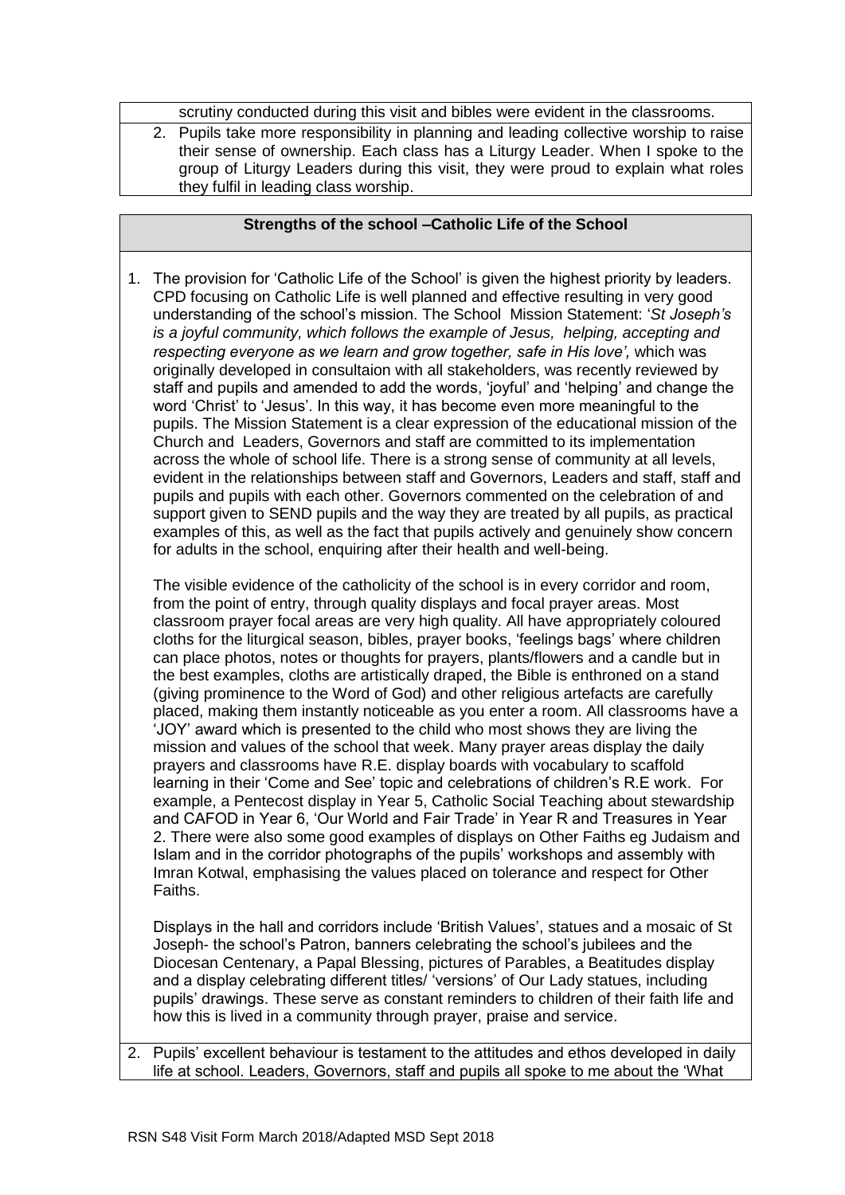scrutiny conducted during this visit and bibles were evident in the classrooms.

2. Pupils take more responsibility in planning and leading collective worship to raise their sense of ownership. Each class has a Liturgy Leader. When I spoke to the group of Liturgy Leaders during this visit, they were proud to explain what roles they fulfil in leading class worship.

## Strengths of the school –Catholic Life of the School

1. The provision for 'Catholic Life of the School' is given the highest priority by leaders. CPD focusing on Catholic Life is well planned and effective resulting in very good understanding of the school's mission. The School Mission Statement: '*St Joseph's is a joyful community, which follows the example of Jesus, helping, accepting and respecting everyone as we learn and grow together, safe in His love',* which was originally developed in consultaion with all stakeholders, was recently reviewed by staff and pupils and amended to add the words, 'joyful' and 'helping' and change the word 'Christ' to 'Jesus'. In this way, it has become even more meaningful to the pupils. The Mission Statement is a clear expression of the educational mission of the Church and Leaders, Governors and staff are committed to its implementation across the whole of school life. There is a strong sense of community at all levels, evident in the relationships between staff and Governors, Leaders and staff, staff and pupils and pupils with each other. Governors commented on the celebration of and support given to SEND pupils and the way they are treated by all pupils, as practical examples of this, as well as the fact that pupils actively and genuinely show concern for adults in the school, enquiring after their health and well-being.

   The visible evidence of the catholicity of the school is in every corridor and room, from the point of entry, through quality displays and focal prayer areas. Most classroom prayer focal areas are very high quality. All have appropriately coloured cloths for the liturgical season, bibles, prayer books, 'feelings bags' where children can place photos, notes or thoughts for prayers, plants/flowers and a candle but in the best examples, cloths are artistically draped, the Bible is enthroned on a stand (giving prominence to the Word of God) and other religious artefacts are carefully placed, making them instantly noticeable as you enter a room. All classrooms have a 'JOY' award which is presented to the child who most shows they are living the mission and values of the school that week. Many prayer areas display the daily prayers and classrooms have R.E. display boards with vocabulary to scaffold learning in their 'Come and See' topic and celebrations of children's R.E work. For example, a Pentecost display in Year 5, Catholic Social Teaching about stewardship and CAFOD in Year 6, 'Our World and Fair Trade' in Year R and Treasures in Year 2. There were also some good examples of displays on Other Faiths eg Judaism and Islam and in the corridor photographs of the pupils' workshops and assembly with Imran Kotwal, emphasising the values placed on tolerance and respect for Other Faiths.

   Displays in the hall and corridors include 'British Values', statues and a mosaic of St Joseph- the school's Patron, banners celebrating the school's jubilees and the Diocesan Centenary, a Papal Blessing, pictures of Parables, a Beatitudes display and a display celebrating different titles/ 'versions' of Our Lady statues, including pupils' drawings. These serve as constant reminders to children of their faith life and how this is lived in a community through prayer, praise and service.

2. Pupils' excellent behaviour is testament to the attitudes and ethos developed in daily life at school. Leaders, Governors, staff and pupils all spoke to me about the 'What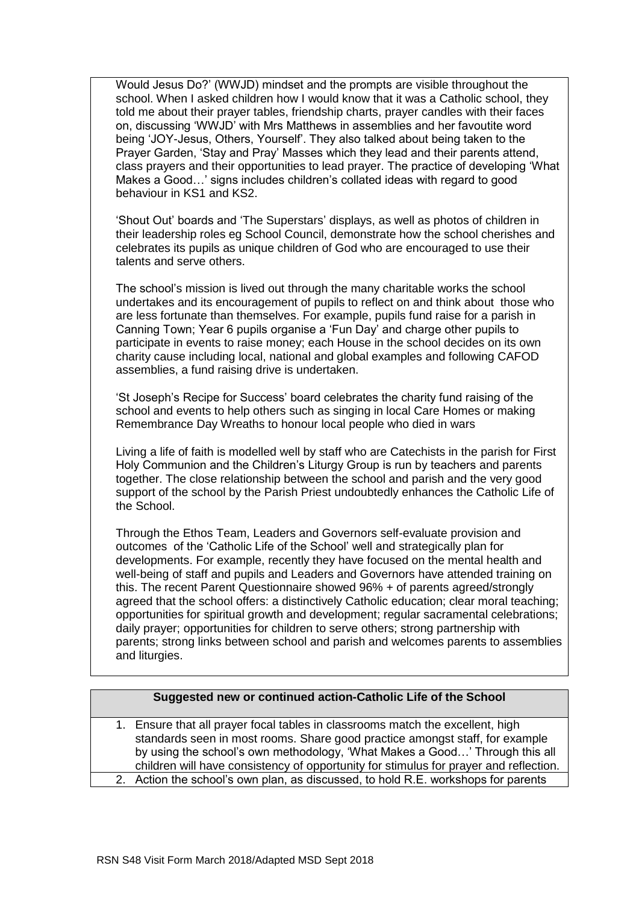Would Jesus Do?' (WWJD) mindset and the prompts are visible throughout the school. When I asked children how I would know that it was a Catholic school, they told me about their prayer tables, friendship charts, prayer candles with their faces on, discussing 'WWJD' with Mrs Matthews in assemblies and her favoutite word being 'JOY-Jesus, Others, Yourself'. They also talked about being taken to the Prayer Garden, 'Stay and Pray' Masses which they lead and their parents attend, class prayers and their opportunities to lead prayer. The practice of developing 'What Makes a Good…' signs includes children's collated ideas with regard to good behaviour in KS1 and KS2.

'Shout Out' boards and 'The Superstars' displays, as well as photos of children in their leadership roles eg School Council, demonstrate how the school cherishes and celebrates its pupils as unique children of God who are encouraged to use their talents and serve others.

The school's mission is lived out through the many charitable works the school undertakes and its encouragement of pupils to reflect on and think about those who are less fortunate than themselves. For example, pupils fund raise for a parish in Canning Town; Year 6 pupils organise a 'Fun Day' and charge other pupils to participate in events to raise money; each House in the school decides on its own charity cause including local, national and global examples and following CAFOD assemblies, a fund raising drive is undertaken.

'St Joseph's Recipe for Success' board celebrates the charity fund raising of the school and events to help others such as singing in local Care Homes or making Remembrance Day Wreaths to honour local people who died in wars

Living a life of faith is modelled well by staff who are Catechists in the parish for First Holy Communion and the Children's Liturgy Group is run by teachers and parents together. The close relationship between the school and parish and the very good support of the school by the Parish Priest undoubtedly enhances the Catholic Life of the School.

Through the Ethos Team, Leaders and Governors self-evaluate provision and outcomes of the 'Catholic Life of the School' well and strategically plan for developments. For example, recently they have focused on the mental health and well-being of staff and pupils and Leaders and Governors have attended training on this. The recent Parent Questionnaire showed 96% + of parents agreed/strongly agreed that the school offers: a distinctively Catholic education; clear moral teaching; opportunities for spiritual growth and development; regular sacramental celebrations; daily prayer; opportunities for children to serve others; strong partnership with parents; strong links between school and parish and welcomes parents to assemblies and liturgies.

| **Suggested new or continued action-Catholic Life of the School** |
| --- |
| 1. Ensure that all prayer focal tables in classrooms match the excellent, high standards seen in most rooms. Share good practice amongst staff, for example by using the school's own methodology, 'What Makes a Good…' Through this all children will have consistency of opportunity for stimulus for prayer and reflection. |
| 2. Action the school's own plan, as discussed, to hold R.E. workshops for parents |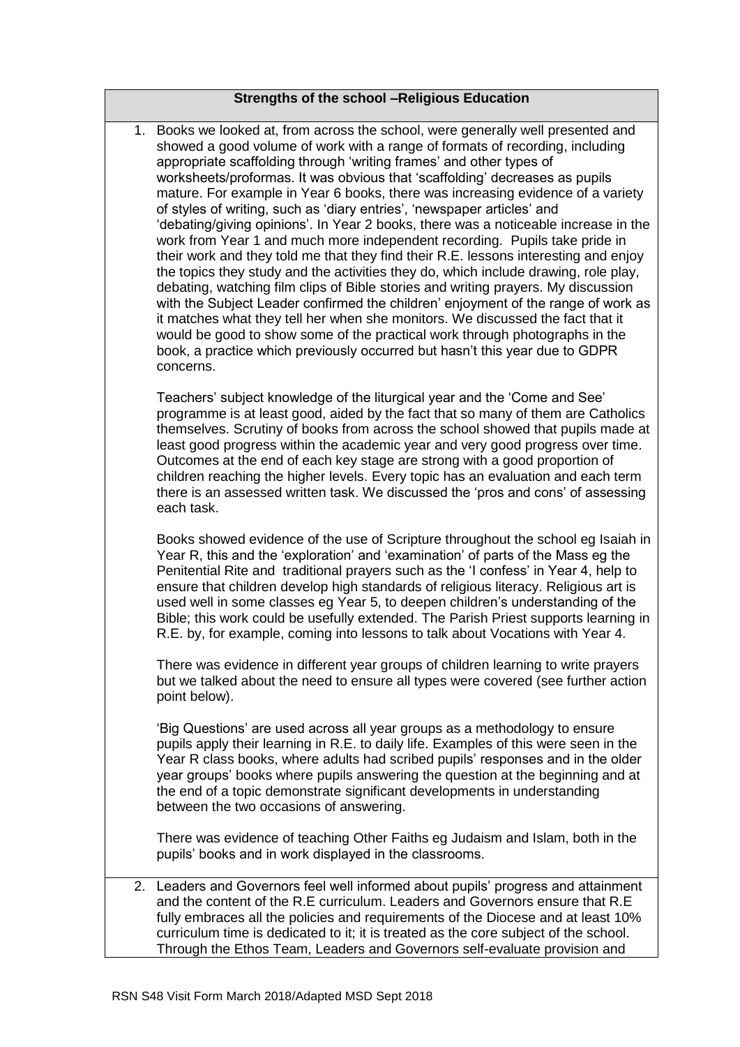| Strengths of the school –Religious Education |
|---|
| 1. Books we looked at, from across the school, were generally well presented and showed a good volume of work with a range of formats of recording, including appropriate scaffolding through 'writing frames' and other types of worksheets/proformas. It was obvious that 'scaffolding' decreases as pupils mature. For example in Year 6 books, there was increasing evidence of a variety of styles of writing, such as 'diary entries', 'newspaper articles' and 'debating/giving opinions'. In Year 2 books, there was a noticeable increase in the work from Year 1 and much more independent recording. Pupils take pride in their work and they told me that they find their R.E. lessons interesting and enjoy the topics they study and the activities they do, which include drawing, role play, debating, watching film clips of Bible stories and writing prayers. My discussion with the Subject Leader confirmed the children' enjoyment of the range of work as it matches what they tell her when she monitors. We discussed the fact that it would be good to show some of the practical work through photographs in the book, a practice which previously occurred but hasn't this year due to GDPR concerns.<br><br>Teachers' subject knowledge of the liturgical year and the 'Come and See' programme is at least good, aided by the fact that so many of them are Catholics themselves. Scrutiny of books from across the school showed that pupils made at least good progress within the academic year and very good progress over time. Outcomes at the end of each key stage are strong with a good proportion of children reaching the higher levels. Every topic has an evaluation and each term there is an assessed written task. We discussed the 'pros and cons' of assessing each task.<br><br>Books showed evidence of the use of Scripture throughout the school eg Isaiah in Year R, this and the 'exploration' and 'examination' of parts of the Mass eg the Penitential Rite and traditional prayers such as the 'I confess' in Year 4, help to ensure that children develop high standards of religious literacy. Religious art is used well in some classes eg Year 5, to deepen children's understanding of the Bible; this work could be usefully extended. The Parish Priest supports learning in R.E. by, for example, coming into lessons to talk about Vocations with Year 4.<br><br>There was evidence in different year groups of children learning to write prayers but we talked about the need to ensure all types were covered (see further action point below).<br><br>'Big Questions' are used across all year groups as a methodology to ensure pupils apply their learning in R.E. to daily life. Examples of this were seen in the Year R class books, where adults had scribed pupils' responses and in the older year groups' books where pupils answering the question at the beginning and at the end of a topic demonstrate significant developments in understanding between the two occasions of answering.<br><br>There was evidence of teaching Other Faiths eg Judaism and Islam, both in the pupils' books and in work displayed in the classrooms. |
| 2. Leaders and Governors feel well informed about pupils' progress and attainment and the content of the R.E curriculum. Leaders and Governors ensure that R.E fully embraces all the policies and requirements of the Diocese and at least 10% curriculum time is dedicated to it; it is treated as the core subject of the school. Through the Ethos Team, Leaders and Governors self-evaluate provision and |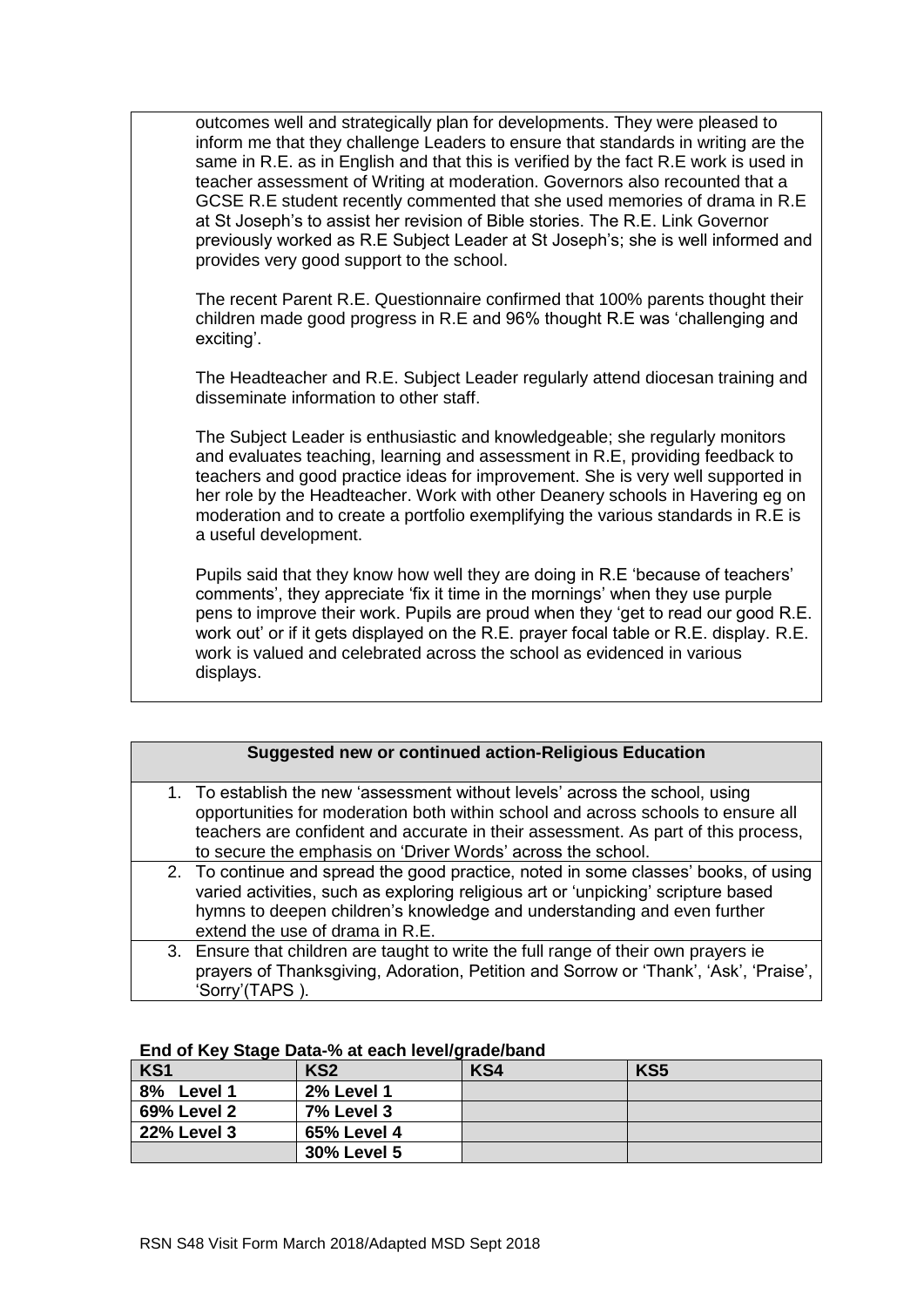outcomes well and strategically plan for developments. They were pleased to inform me that they challenge Leaders to ensure that standards in writing are the same in R.E. as in English and that this is verified by the fact R.E work is used in teacher assessment of Writing at moderation. Governors also recounted that a GCSE R.E student recently commented that she used memories of drama in R.E at St Joseph's to assist her revision of Bible stories. The R.E. Link Governor previously worked as R.E Subject Leader at St Joseph's; she is well informed and provides very good support to the school.

The recent Parent R.E. Questionnaire confirmed that 100% parents thought their children made good progress in R.E and 96% thought R.E was 'challenging and exciting'.

The Headteacher and R.E. Subject Leader regularly attend diocesan training and disseminate information to other staff.

The Subject Leader is enthusiastic and knowledgeable; she regularly monitors and evaluates teaching, learning and assessment in R.E, providing feedback to teachers and good practice ideas for improvement. She is very well supported in her role by the Headteacher. Work with other Deanery schools in Havering eg on moderation and to create a portfolio exemplifying the various standards in R.E is a useful development.

Pupils said that they know how well they are doing in R.E 'because of teachers' comments', they appreciate 'fix it time in the mornings' when they use purple pens to improve their work. Pupils are proud when they 'get to read our good R.E. work out' or if it gets displayed on the R.E. prayer focal table or R.E. display. R.E. work is valued and celebrated across the school as evidenced in various displays.

**Suggested new or continued action-Religious Education**

1. To establish the new 'assessment without levels' across the school, using opportunities for moderation both within school and across schools to ensure all teachers are confident and accurate in their assessment. As part of this process, to secure the emphasis on 'Driver Words' across the school.
2. To continue and spread the good practice, noted in some classes' books, of using varied activities, such as exploring religious art or 'unpicking' scripture based hymns to deepen children's knowledge and understanding and even further extend the use of drama in R.E.
3. Ensure that children are taught to write the full range of their own prayers ie prayers of Thanksgiving, Adoration, Petition and Sorrow or 'Thank', 'Ask', 'Praise', 'Sorry'(TAPS ).

**End of Key Stage Data-% at each level/grade/band**

| KS1 | KS2 | KS4 | KS5 |
|---|---|---|---|
| 8% Level 1 | 2% Level 1 | | |
| 69% Level 2 | 7% Level 3 | | |
| 22% Level 3 | 65% Level 4 | | |
| | 30% Level 5 | | |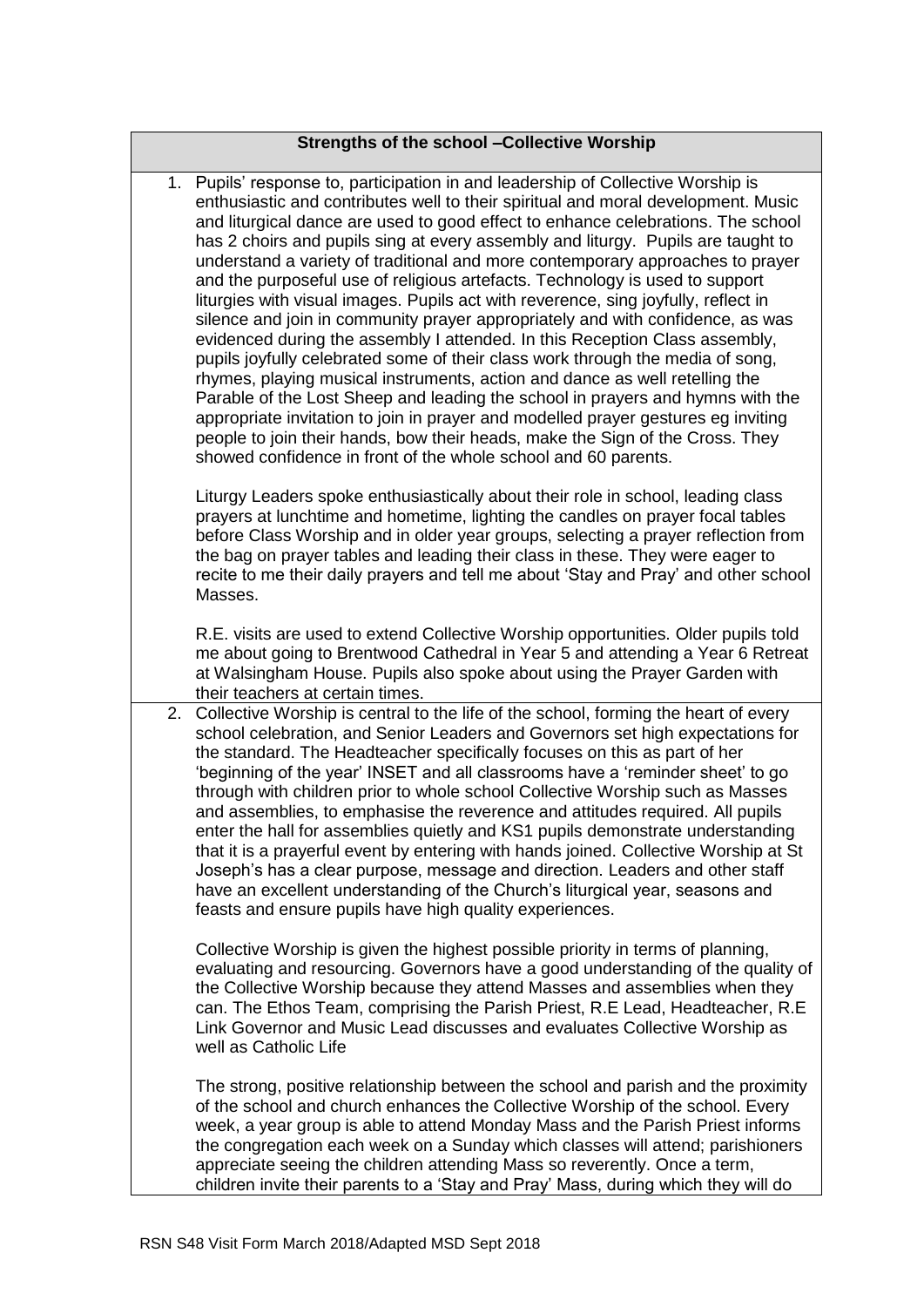**Strengths of the school –Collective Worship**

1. Pupils' response to, participation in and leadership of Collective Worship is enthusiastic and contributes well to their spiritual and moral development. Music and liturgical dance are used to good effect to enhance celebrations. The school has 2 choirs and pupils sing at every assembly and liturgy. Pupils are taught to understand a variety of traditional and more contemporary approaches to prayer and the purposeful use of religious artefacts. Technology is used to support liturgies with visual images. Pupils act with reverence, sing joyfully, reflect in silence and join in community prayer appropriately and with confidence, as was evidenced during the assembly I attended. In this Reception Class assembly, pupils joyfully celebrated some of their class work through the media of song, rhymes, playing musical instruments, action and dance as well retelling the Parable of the Lost Sheep and leading the school in prayers and hymns with the appropriate invitation to join in prayer and modelled prayer gestures eg inviting people to join their hands, bow their heads, make the Sign of the Cross. They showed confidence in front of the whole school and 60 parents.

   Liturgy Leaders spoke enthusiastically about their role in school, leading class prayers at lunchtime and hometime, lighting the candles on prayer focal tables before Class Worship and in older year groups, selecting a prayer reflection from the bag on prayer tables and leading their class in these. They were eager to recite to me their daily prayers and tell me about 'Stay and Pray' and other school Masses.

   R.E. visits are used to extend Collective Worship opportunities. Older pupils told me about going to Brentwood Cathedral in Year 5 and attending a Year 6 Retreat at Walsingham House. Pupils also spoke about using the Prayer Garden with their teachers at certain times.

2. Collective Worship is central to the life of the school, forming the heart of every school celebration, and Senior Leaders and Governors set high expectations for the standard. The Headteacher specifically focuses on this as part of her 'beginning of the year' INSET and all classrooms have a 'reminder sheet' to go through with children prior to whole school Collective Worship such as Masses and assemblies, to emphasise the reverence and attitudes required. All pupils enter the hall for assemblies quietly and KS1 pupils demonstrate understanding that it is a prayerful event by entering with hands joined. Collective Worship at St Joseph's has a clear purpose, message and direction. Leaders and other staff have an excellent understanding of the Church's liturgical year, seasons and feasts and ensure pupils have high quality experiences.

   Collective Worship is given the highest possible priority in terms of planning, evaluating and resourcing. Governors have a good understanding of the quality of the Collective Worship because they attend Masses and assemblies when they can. The Ethos Team, comprising the Parish Priest, R.E Lead, Headteacher, R.E Link Governor and Music Lead discusses and evaluates Collective Worship as well as Catholic Life

   The strong, positive relationship between the school and parish and the proximity of the school and church enhances the Collective Worship of the school. Every week, a year group is able to attend Monday Mass and the Parish Priest informs the congregation each week on a Sunday which classes will attend; parishioners appreciate seeing the children attending Mass so reverently. Once a term, children invite their parents to a 'Stay and Pray' Mass, during which they will do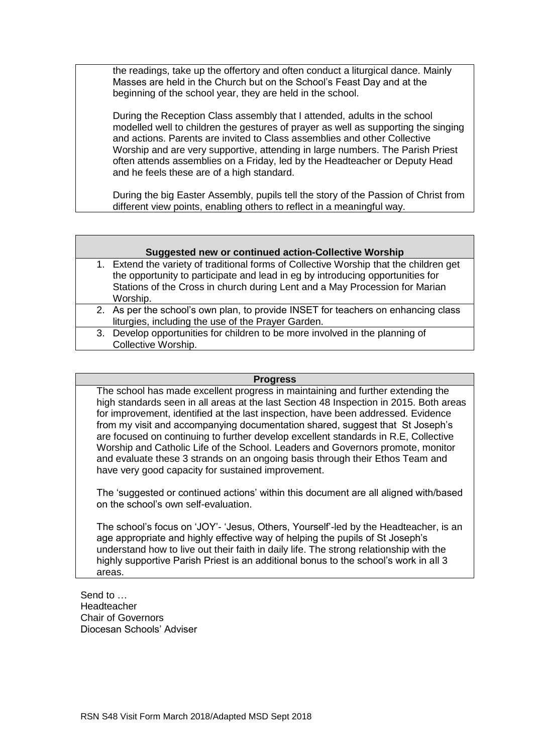the readings, take up the offertory and often conduct a liturgical dance. Mainly Masses are held in the Church but on the School's Feast Day and at the beginning of the school year, they are held in the school.

During the Reception Class assembly that I attended, adults in the school modelled well to children the gestures of prayer as well as supporting the singing and actions. Parents are invited to Class assemblies and other Collective Worship and are very supportive, attending in large numbers. The Parish Priest often attends assemblies on a Friday, led by the Headteacher or Deputy Head and he feels these are of a high standard.

During the big Easter Assembly, pupils tell the story of the Passion of Christ from different view points, enabling others to reflect in a meaningful way.

| **Suggested new or continued action-Collective Worship** |
|---|
| 1. Extend the variety of traditional forms of Collective Worship that the children get the opportunity to participate and lead in eg by introducing opportunities for Stations of the Cross in church during Lent and a May Procession for Marian Worship. |
| 2. As per the school's own plan, to provide INSET for teachers on enhancing class liturgies, including the use of the Prayer Garden. |
| 3. Develop opportunities for children to be more involved in the planning of Collective Worship. |

## Progress

The school has made excellent progress in maintaining and further extending the high standards seen in all areas at the last Section 48 Inspection in 2015. Both areas for improvement, identified at the last inspection, have been addressed. Evidence from my visit and accompanying documentation shared, suggest that St Joseph's are focused on continuing to further develop excellent standards in R.E, Collective Worship and Catholic Life of the School. Leaders and Governors promote, monitor and evaluate these 3 strands on an ongoing basis through their Ethos Team and have very good capacity for sustained improvement.

The 'suggested or continued actions' within this document are all aligned with/based on the school's own self-evaluation.

The school's focus on 'JOY'- 'Jesus, Others, Yourself'-led by the Headteacher, is an age appropriate and highly effective way of helping the pupils of St Joseph's understand how to live out their faith in daily life. The strong relationship with the highly supportive Parish Priest is an additional bonus to the school's work in all 3 areas.

Send to …
Headteacher
Chair of Governors
Diocesan Schools' Adviser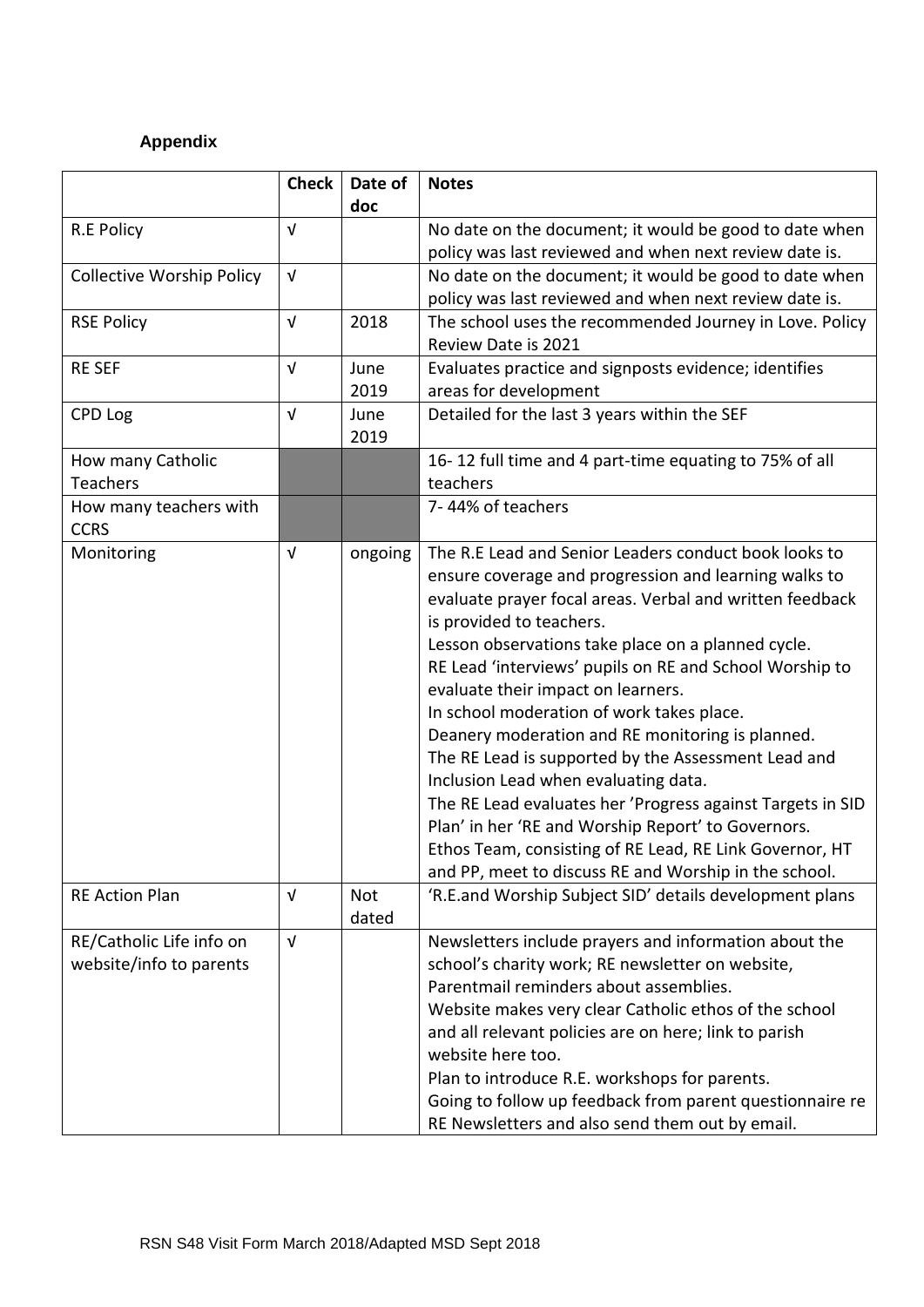### Appendix

| | Check | Date of doc | Notes |
|---|---|---|---|
| R.E Policy | √ | | No date on the document; it would be good to date when policy was last reviewed and when next review date is. |
| Collective Worship Policy | √ | | No date on the document; it would be good to date when policy was last reviewed and when next review date is. |
| RSE Policy | √ | 2018 | The school uses the recommended Journey in Love. Policy Review Date is 2021 |
| RE SEF | √ | June 2019 | Evaluates practice and signposts evidence; identifies areas for development |
| CPD Log | √ | June 2019 | Detailed for the last 3 years within the SEF |
| How many Catholic Teachers | | | 16- 12 full time and 4 part-time equating to 75% of all teachers |
| How many teachers with CCRS | | | 7- 44% of teachers |
| Monitoring | √ | ongoing | The R.E Lead and Senior Leaders conduct book looks to ensure coverage and progression and learning walks to evaluate prayer focal areas. Verbal and written feedback is provided to teachers.<br>Lesson observations take place on a planned cycle.<br>RE Lead 'interviews' pupils on RE and School Worship to evaluate their impact on learners.<br>In school moderation of work takes place.<br>Deanery moderation and RE monitoring is planned.<br>The RE Lead is supported by the Assessment Lead and Inclusion Lead when evaluating data.<br>The RE Lead evaluates her 'Progress against Targets in SID Plan' in her 'RE and Worship Report' to Governors.<br>Ethos Team, consisting of RE Lead, RE Link Governor, HT and PP, meet to discuss RE and Worship in the school. |
| RE Action Plan | √ | Not dated | 'R.E.and Worship Subject SID' details development plans |
| RE/Catholic Life info on website/info to parents | √ | | Newsletters include prayers and information about the school's charity work; RE newsletter on website, Parentmail reminders about assemblies.<br>Website makes very clear Catholic ethos of the school and all relevant policies are on here; link to parish website here too.<br>Plan to introduce R.E. workshops for parents.<br>Going to follow up feedback from parent questionnaire re RE Newsletters and also send them out by email. |

RSN S48 Visit Form March 2018/Adapted MSD Sept 2018